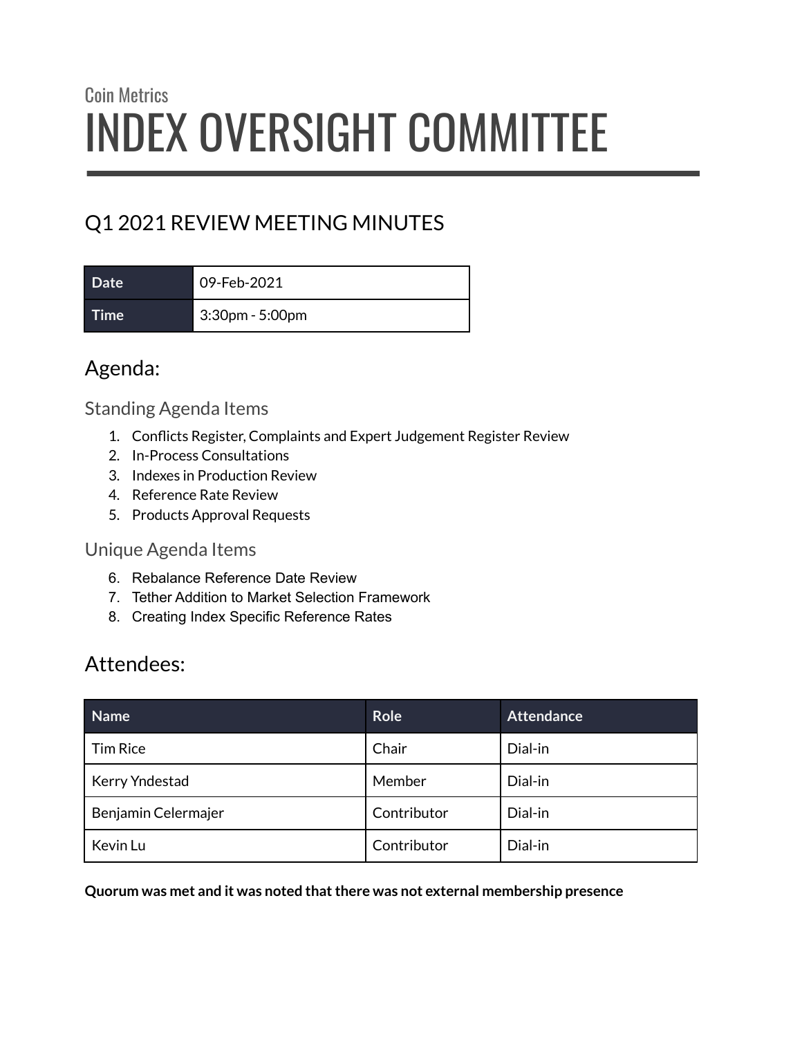Coin Metrics

# INDEX OVERSIGHT COMMITTEE

## Q1 2021 REVIEW MEETING MINUTES

| Date | 09-Feb-2021 |
|---|---|
| Time | 3:30pm - 5:00pm |

## Agenda:

### Standing Agenda Items

1. Conflicts Register, Complaints and Expert Judgement Register Review
2. In-Process Consultations
3. Indexes in Production Review
4. Reference Rate Review
5. Products Approval Requests

### Unique Agenda Items

6. Rebalance Reference Date Review
7. Tether Addition to Market Selection Framework
8. Creating Index Specific Reference Rates

## Attendees:

| Name | Role | Attendance |
|---|---|---|
| Tim Rice | Chair | Dial-in |
| Kerry Yndestad | Member | Dial-in |
| Benjamin Celermajer | Contributor | Dial-in |
| Kevin Lu | Contributor | Dial-in |

**Quorum was met and it was noted that there was not external membership presence**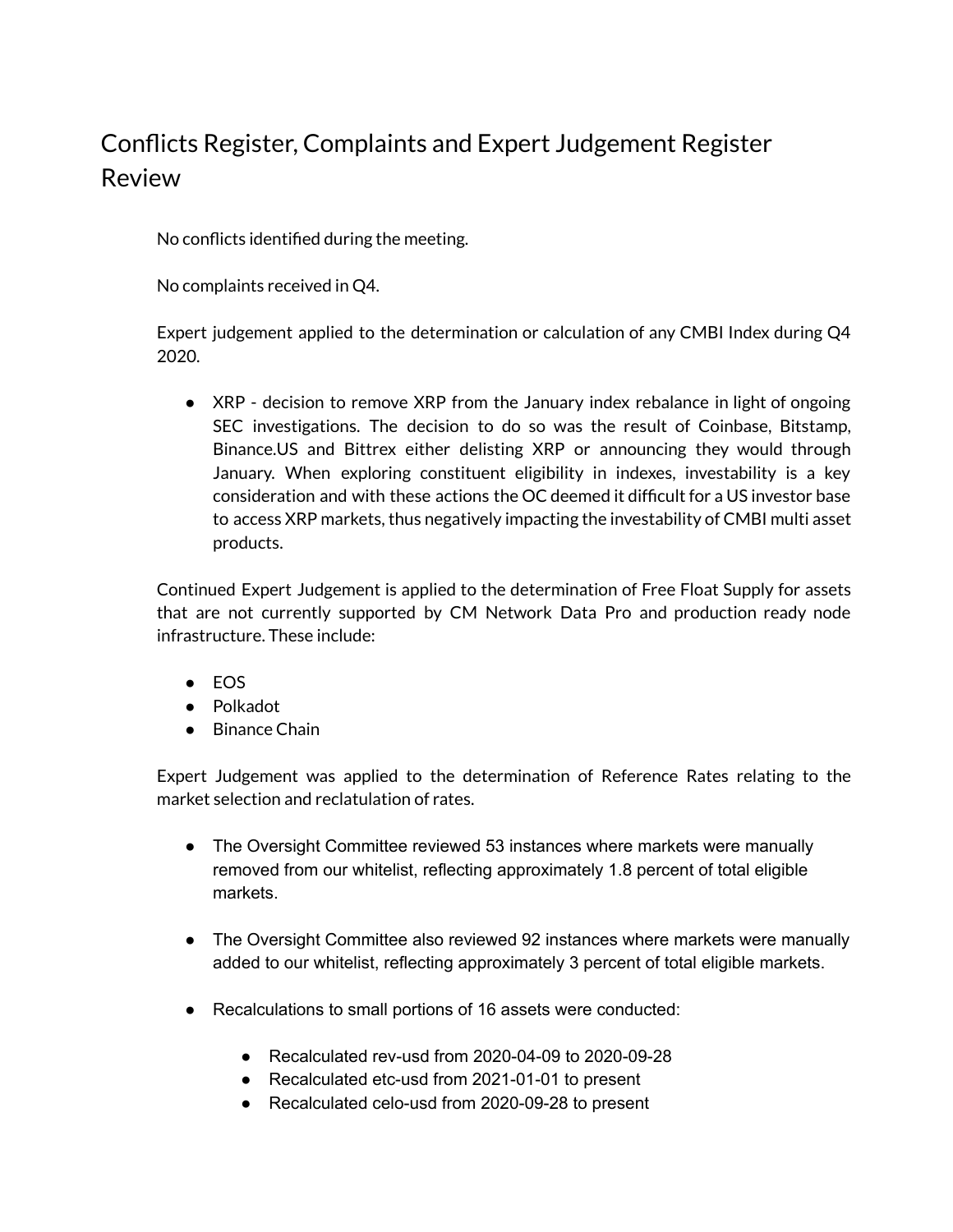# Conflicts Register, Complaints and Expert Judgement Register Review

No conflicts identified during the meeting.

No complaints received in Q4.

Expert judgement applied to the determination or calculation of any CMBI Index during Q4 2020.

- XRP - decision to remove XRP from the January index rebalance in light of ongoing SEC investigations. The decision to do so was the result of Coinbase, Bitstamp, Binance.US and Bittrex either delisting XRP or announcing they would through January. When exploring constituent eligibility in indexes, investability is a key consideration and with these actions the OC deemed it difficult for a US investor base to access XRP markets, thus negatively impacting the investability of CMBI multi asset products.

Continued Expert Judgement is applied to the determination of Free Float Supply for assets that are not currently supported by CM Network Data Pro and production ready node infrastructure. These include:

- EOS
- Polkadot
- Binance Chain

Expert Judgement was applied to the determination of Reference Rates relating to the market selection and reclatulation of rates.

- The Oversight Committee reviewed 53 instances where markets were manually removed from our whitelist, reflecting approximately 1.8 percent of total eligible markets.

- The Oversight Committee also reviewed 92 instances where markets were manually added to our whitelist, reflecting approximately 3 percent of total eligible markets.

- Recalculations to small portions of 16 assets were conducted:

    - Recalculated rev-usd from 2020-04-09 to 2020-09-28
    - Recalculated etc-usd from 2021-01-01 to present
    - Recalculated celo-usd from 2020-09-28 to present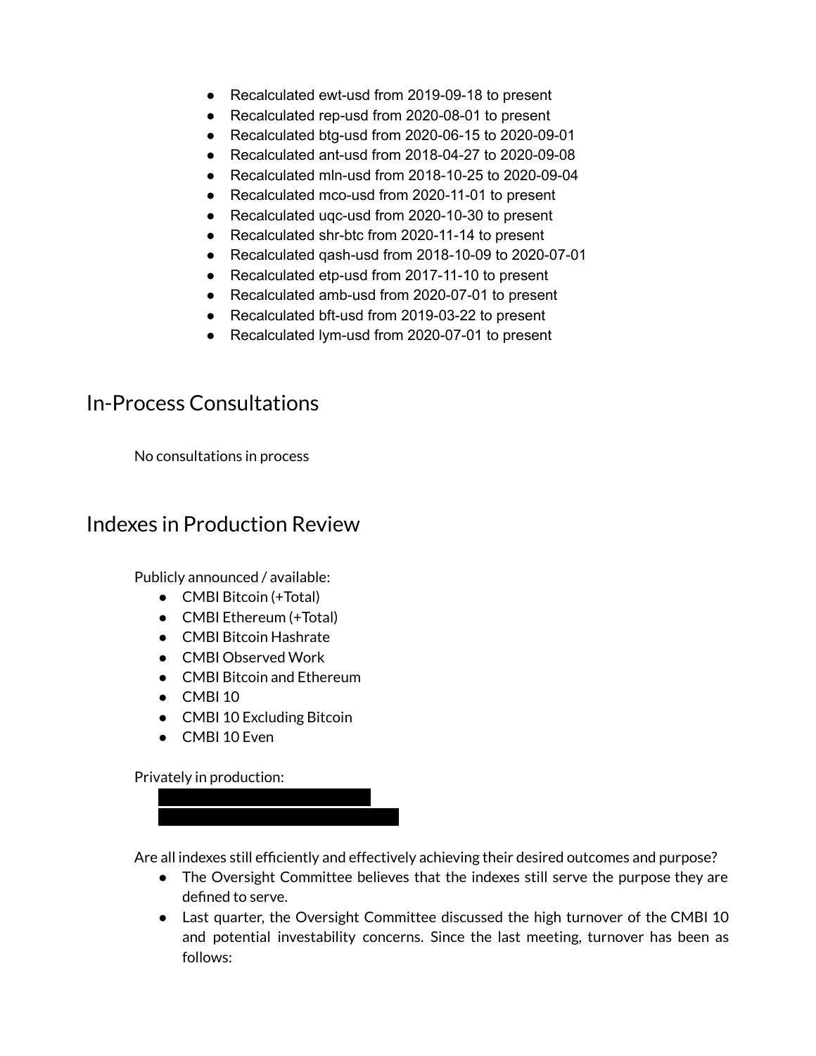- Recalculated ewt-usd from 2019-09-18 to present
- Recalculated rep-usd from 2020-08-01 to present
- Recalculated btg-usd from 2020-06-15 to 2020-09-01
- Recalculated ant-usd from 2018-04-27 to 2020-09-08
- Recalculated mln-usd from 2018-10-25 to 2020-09-04
- Recalculated mco-usd from 2020-11-01 to present
- Recalculated uqc-usd from 2020-10-30 to present
- Recalculated shr-btc from 2020-11-14 to present
- Recalculated qash-usd from 2018-10-09 to 2020-07-01
- Recalculated etp-usd from 2017-11-10 to present
- Recalculated amb-usd from 2020-07-01 to present
- Recalculated bft-usd from 2019-03-22 to present
- Recalculated lym-usd from 2020-07-01 to present

## In-Process Consultations

No consultations in process

## Indexes in Production Review

Publicly announced / available:

- CMBI Bitcoin (+Total)
- CMBI Ethereum (+Total)
- CMBI Bitcoin Hashrate
- CMBI Observed Work
- CMBI Bitcoin and Ethereum
- CMBI 10
- CMBI 10 Excluding Bitcoin
- CMBI 10 Even

Privately in production:

- [REDACTED]
- [REDACTED]

Are all indexes still efficiently and effectively achieving their desired outcomes and purpose?

- The Oversight Committee believes that the indexes still serve the purpose they are defined to serve.
- Last quarter, the Oversight Committee discussed the high turnover of the CMBI 10 and potential investability concerns. Since the last meeting, turnover has been as follows: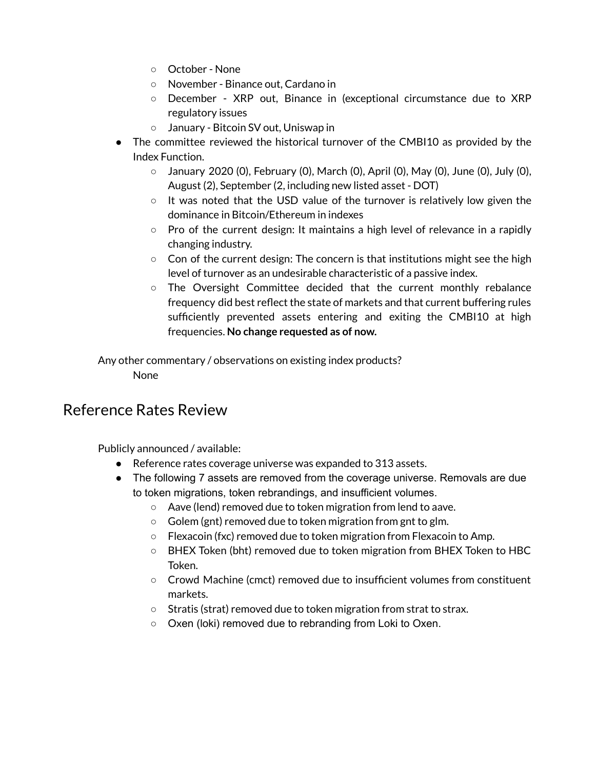- October - None
    - November - Binance out, Cardano in
    - December - XRP out, Binance in (exceptional circumstance due to XRP regulatory issues
    - January - Bitcoin SV out, Uniswap in
- The committee reviewed the historical turnover of the CMBI10 as provided by the Index Function.
    - January 2020 (0), February (0), March (0), April (0), May (0), June (0), July (0), August (2), September (2, including new listed asset - DOT)
    - It was noted that the USD value of the turnover is relatively low given the dominance in Bitcoin/Ethereum in indexes
    - Pro of the current design: It maintains a high level of relevance in a rapidly changing industry.
    - Con of the current design: The concern is that institutions might see the high level of turnover as an undesirable characteristic of a passive index.
    - The Oversight Committee decided that the current monthly rebalance frequency did best reflect the state of markets and that current buffering rules sufficiently prevented assets entering and exiting the CMBI10 at high frequencies. **No change requested as of now.**

Any other commentary / observations on existing index products?

None

## Reference Rates Review

Publicly announced / available:

- Reference rates coverage universe was expanded to 313 assets.
- The following 7 assets are removed from the coverage universe. Removals are due to token migrations, token rebrandings, and insufficient volumes.
    - Aave (lend) removed due to token migration from lend to aave.
    - Golem (gnt) removed due to token migration from gnt to glm.
    - Flexacoin (fxc) removed due to token migration from Flexacoin to Amp.
    - BHEX Token (bht) removed due to token migration from BHEX Token to HBC Token.
    - Crowd Machine (cmct) removed due to insufficient volumes from constituent markets.
    - Stratis (strat) removed due to token migration from strat to strax.
    - Oxen (loki) removed due to rebranding from Loki to Oxen.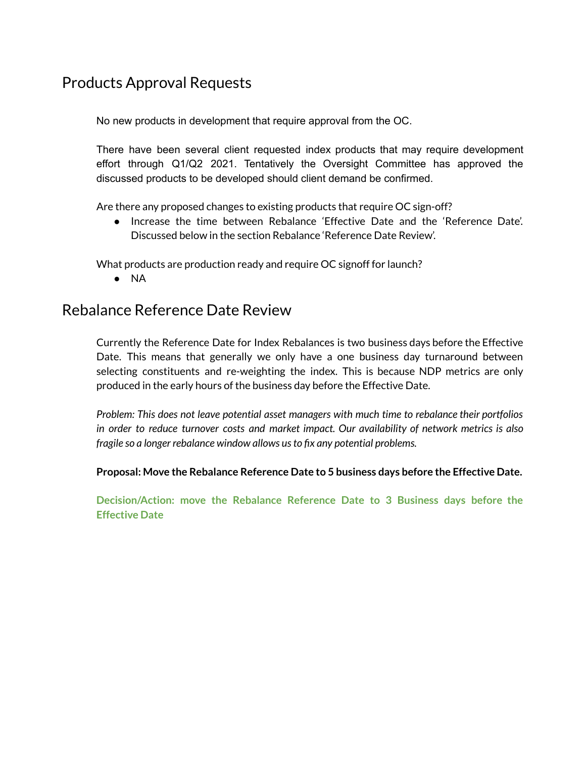## Products Approval Requests

No new products in development that require approval from the OC.

There have been several client requested index products that may require development effort through Q1/Q2 2021. Tentatively the Oversight Committee has approved the discussed products to be developed should client demand be confirmed.

Are there any proposed changes to existing products that require OC sign-off?

- Increase the time between Rebalance 'Effective Date and the 'Reference Date'. Discussed below in the section Rebalance 'Reference Date Review'.

What products are production ready and require OC signoff for launch?

- NA

## Rebalance Reference Date Review

Currently the Reference Date for Index Rebalances is two business days before the Effective Date. This means that generally we only have a one business day turnaround between selecting constituents and re-weighting the index. This is because NDP metrics are only produced in the early hours of the business day before the Effective Date.

*Problem: This does not leave potential asset managers with much time to rebalance their portfolios in order to reduce turnover costs and market impact. Our availability of network metrics is also fragile so a longer rebalance window allows us to fix any potential problems.*

**Proposal: Move the Rebalance Reference Date to 5 business days before the Effective Date.**

**Decision/Action: move the Rebalance Reference Date to 3 Business days before the Effective Date**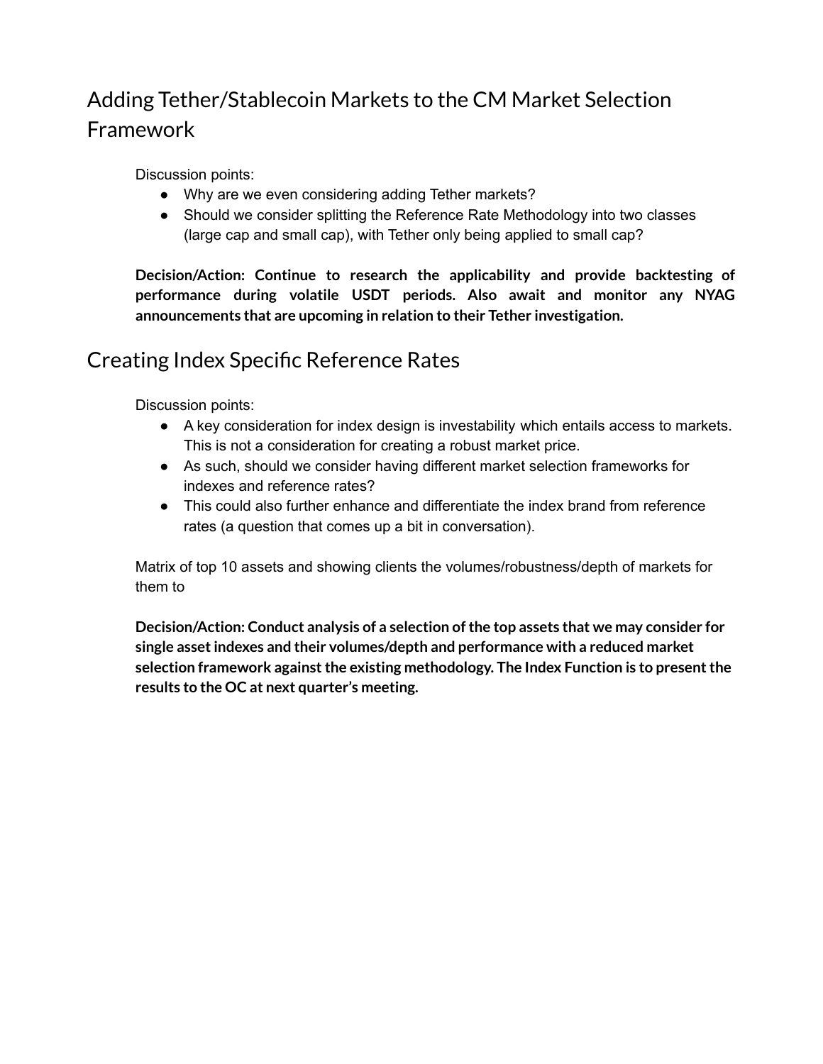## Adding Tether/Stablecoin Markets to the CM Market Selection Framework

Discussion points:

- Why are we even considering adding Tether markets?
- Should we consider splitting the Reference Rate Methodology into two classes (large cap and small cap), with Tether only being applied to small cap?

**Decision/Action: Continue to research the applicability and provide backtesting of performance during volatile USDT periods. Also await and monitor any NYAG announcements that are upcoming in relation to their Tether investigation.**

## Creating Index Specific Reference Rates

Discussion points:

- A key consideration for index design is investability which entails access to markets. This is not a consideration for creating a robust market price.
- As such, should we consider having different market selection frameworks for indexes and reference rates?
- This could also further enhance and differentiate the index brand from reference rates (a question that comes up a bit in conversation).

Matrix of top 10 assets and showing clients the volumes/robustness/depth of markets for them to

**Decision/Action: Conduct analysis of a selection of the top assets that we may consider for single asset indexes and their volumes/depth and performance with a reduced market selection framework against the existing methodology. The Index Function is to present the results to the OC at next quarter's meeting.**